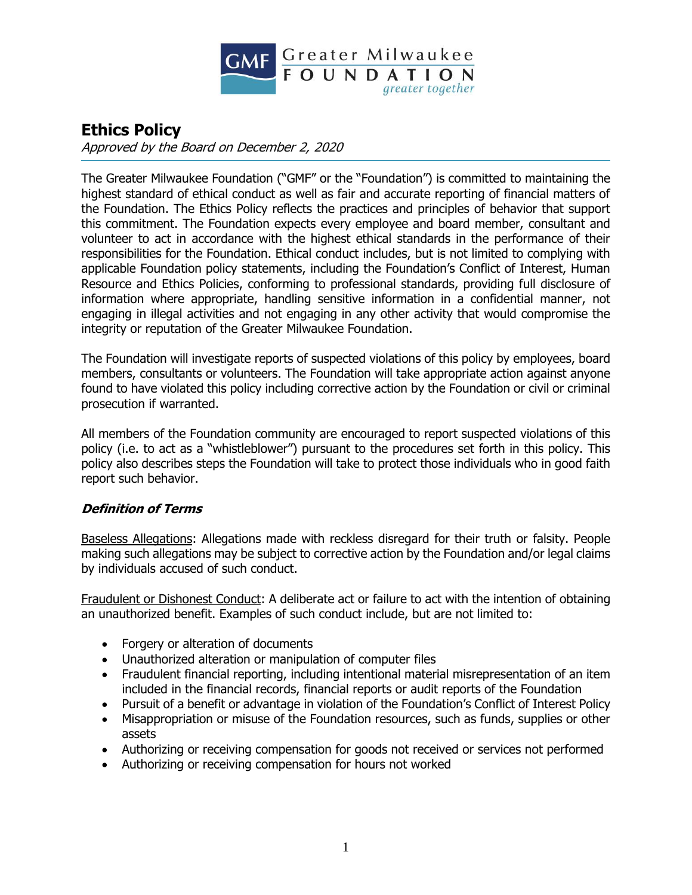# Ethics Policy

*Approved by the Board on December 2, 2020*

The Greater Milwaukee Foundation ("GMF" or the "Foundation") is committed to maintaining the highest standard of ethical conduct as well as fair and accurate reporting of financial matters of the Foundation. The Ethics Policy reflects the practices and principles of behavior that support this commitment. The Foundation expects every employee and board member, consultant and volunteer to act in accordance with the highest ethical standards in the performance of their responsibilities for the Foundation. Ethical conduct includes, but is not limited to complying with applicable Foundation policy statements, including the Foundation's Conflict of Interest, Human Resource and Ethics Policies, conforming to professional standards, providing full disclosure of information where appropriate, handling sensitive information in a confidential manner, not engaging in illegal activities and not engaging in any other activity that would compromise the integrity or reputation of the Greater Milwaukee Foundation.

The Foundation will investigate reports of suspected violations of this policy by employees, board members, consultants or volunteers. The Foundation will take appropriate action against anyone found to have violated this policy including corrective action by the Foundation or civil or criminal prosecution if warranted.

All members of the Foundation community are encouraged to report suspected violations of this policy (i.e. to act as a "whistleblower") pursuant to the procedures set forth in this policy. This policy also describes steps the Foundation will take to protect those individuals who in good faith report such behavior.

### *Definition of Terms*

Baseless Allegations: Allegations made with reckless disregard for their truth or falsity. People making such allegations may be subject to corrective action by the Foundation and/or legal claims by individuals accused of such conduct.

Fraudulent or Dishonest Conduct: A deliberate act or failure to act with the intention of obtaining an unauthorized benefit. Examples of such conduct include, but are not limited to:

- Forgery or alteration of documents
- Unauthorized alteration or manipulation of computer files
- Fraudulent financial reporting, including intentional material misrepresentation of an item included in the financial records, financial reports or audit reports of the Foundation
- Pursuit of a benefit or advantage in violation of the Foundation's Conflict of Interest Policy
- Misappropriation or misuse of the Foundation resources, such as funds, supplies or other assets
- Authorizing or receiving compensation for goods not received or services not performed
- Authorizing or receiving compensation for hours not worked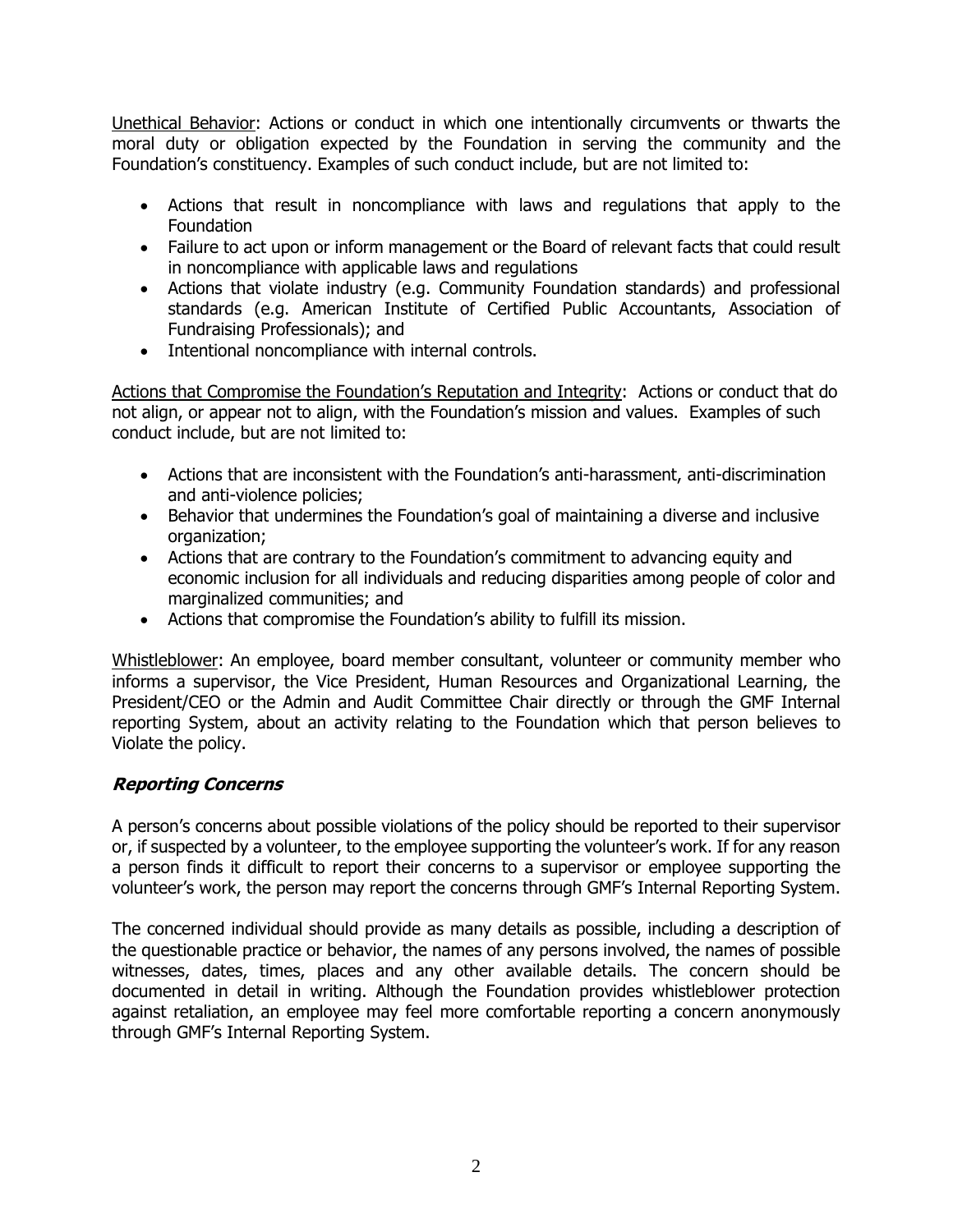Unethical Behavior: Actions or conduct in which one intentionally circumvents or thwarts the moral duty or obligation expected by the Foundation in serving the community and the Foundation's constituency. Examples of such conduct include, but are not limited to:

- Actions that result in noncompliance with laws and regulations that apply to the Foundation
- Failure to act upon or inform management or the Board of relevant facts that could result in noncompliance with applicable laws and regulations
- Actions that violate industry (e.g. Community Foundation standards) and professional standards (e.g. American Institute of Certified Public Accountants, Association of Fundraising Professionals); and
- Intentional noncompliance with internal controls.

Actions that Compromise the Foundation's Reputation and Integrity: Actions or conduct that do not align, or appear not to align, with the Foundation's mission and values. Examples of such conduct include, but are not limited to:

- Actions that are inconsistent with the Foundation's anti-harassment, anti-discrimination and anti-violence policies;
- Behavior that undermines the Foundation's goal of maintaining a diverse and inclusive organization;
- Actions that are contrary to the Foundation's commitment to advancing equity and economic inclusion for all individuals and reducing disparities among people of color and marginalized communities; and
- Actions that compromise the Foundation's ability to fulfill its mission.

Whistleblower: An employee, board member consultant, volunteer or community member who informs a supervisor, the Vice President, Human Resources and Organizational Learning, the President/CEO or the Admin and Audit Committee Chair directly or through the GMF Internal reporting System, about an activity relating to the Foundation which that person believes to Violate the policy.

### ***Reporting Concerns***

A person's concerns about possible violations of the policy should be reported to their supervisor or, if suspected by a volunteer, to the employee supporting the volunteer's work. If for any reason a person finds it difficult to report their concerns to a supervisor or employee supporting the volunteer's work, the person may report the concerns through GMF's Internal Reporting System.

The concerned individual should provide as many details as possible, including a description of the questionable practice or behavior, the names of any persons involved, the names of possible witnesses, dates, times, places and any other available details. The concern should be documented in detail in writing. Although the Foundation provides whistleblower protection against retaliation, an employee may feel more comfortable reporting a concern anonymously through GMF's Internal Reporting System.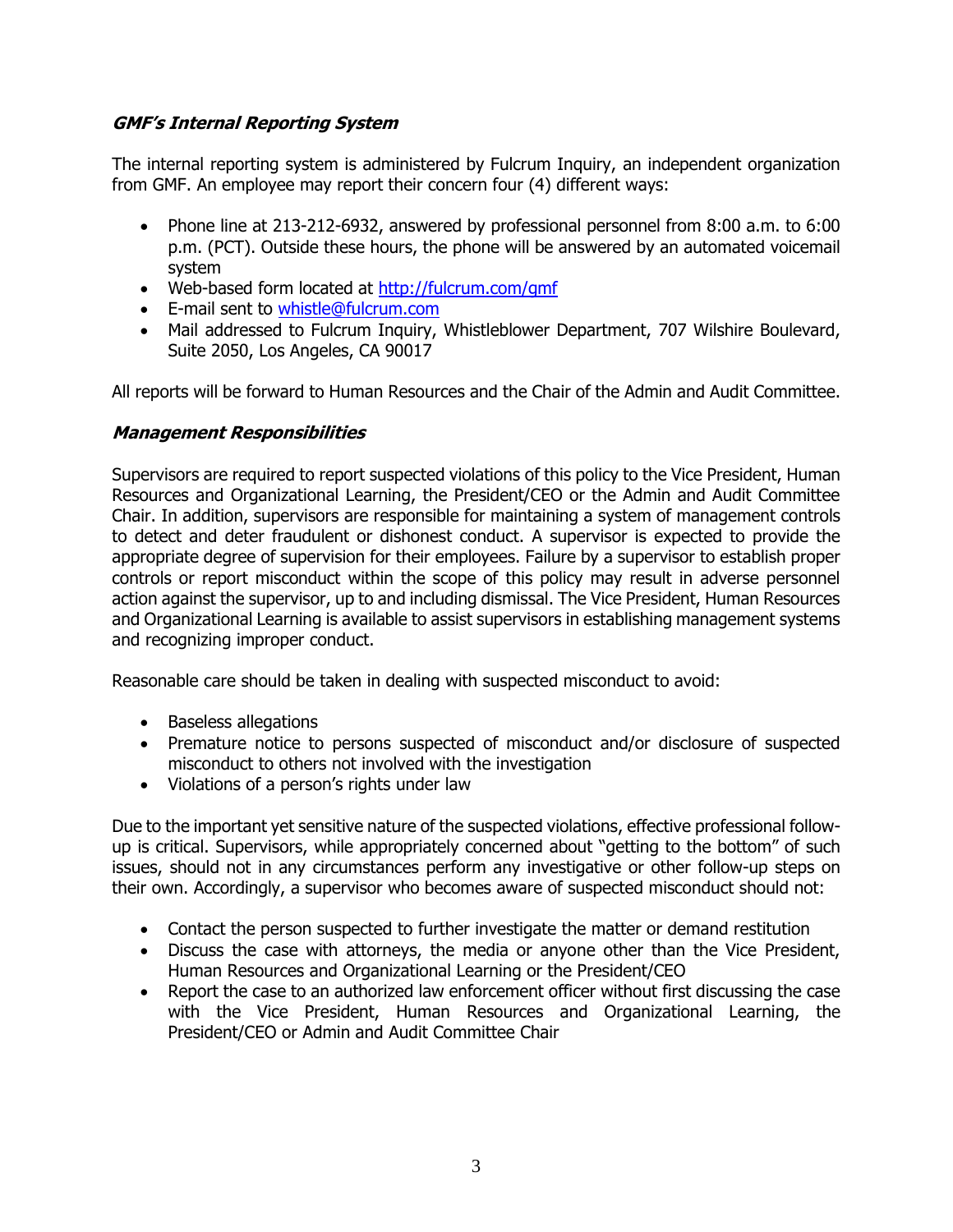### *GMF's Internal Reporting System*

The internal reporting system is administered by Fulcrum Inquiry, an independent organization from GMF. An employee may report their concern four (4) different ways:

- Phone line at 213-212-6932, answered by professional personnel from 8:00 a.m. to 6:00 p.m. (PCT). Outside these hours, the phone will be answered by an automated voicemail system
- Web-based form located at [http://fulcrum.com/gmf](http://fulcrum.com/gmf)
- E-mail sent to [whistle@fulcrum.com](mailto:whistle@fulcrum.com)
- Mail addressed to Fulcrum Inquiry, Whistleblower Department, 707 Wilshire Boulevard, Suite 2050, Los Angeles, CA 90017

All reports will be forward to Human Resources and the Chair of the Admin and Audit Committee.

### *Management Responsibilities*

Supervisors are required to report suspected violations of this policy to the Vice President, Human Resources and Organizational Learning, the President/CEO or the Admin and Audit Committee Chair. In addition, supervisors are responsible for maintaining a system of management controls to detect and deter fraudulent or dishonest conduct. A supervisor is expected to provide the appropriate degree of supervision for their employees. Failure by a supervisor to establish proper controls or report misconduct within the scope of this policy may result in adverse personnel action against the supervisor, up to and including dismissal. The Vice President, Human Resources and Organizational Learning is available to assist supervisors in establishing management systems and recognizing improper conduct.

Reasonable care should be taken in dealing with suspected misconduct to avoid:

- Baseless allegations
- Premature notice to persons suspected of misconduct and/or disclosure of suspected misconduct to others not involved with the investigation
- Violations of a person's rights under law

Due to the important yet sensitive nature of the suspected violations, effective professional follow-up is critical. Supervisors, while appropriately concerned about "getting to the bottom" of such issues, should not in any circumstances perform any investigative or other follow-up steps on their own. Accordingly, a supervisor who becomes aware of suspected misconduct should not:

- Contact the person suspected to further investigate the matter or demand restitution
- Discuss the case with attorneys, the media or anyone other than the Vice President, Human Resources and Organizational Learning or the President/CEO
- Report the case to an authorized law enforcement officer without first discussing the case with the Vice President, Human Resources and Organizational Learning, the President/CEO or Admin and Audit Committee Chair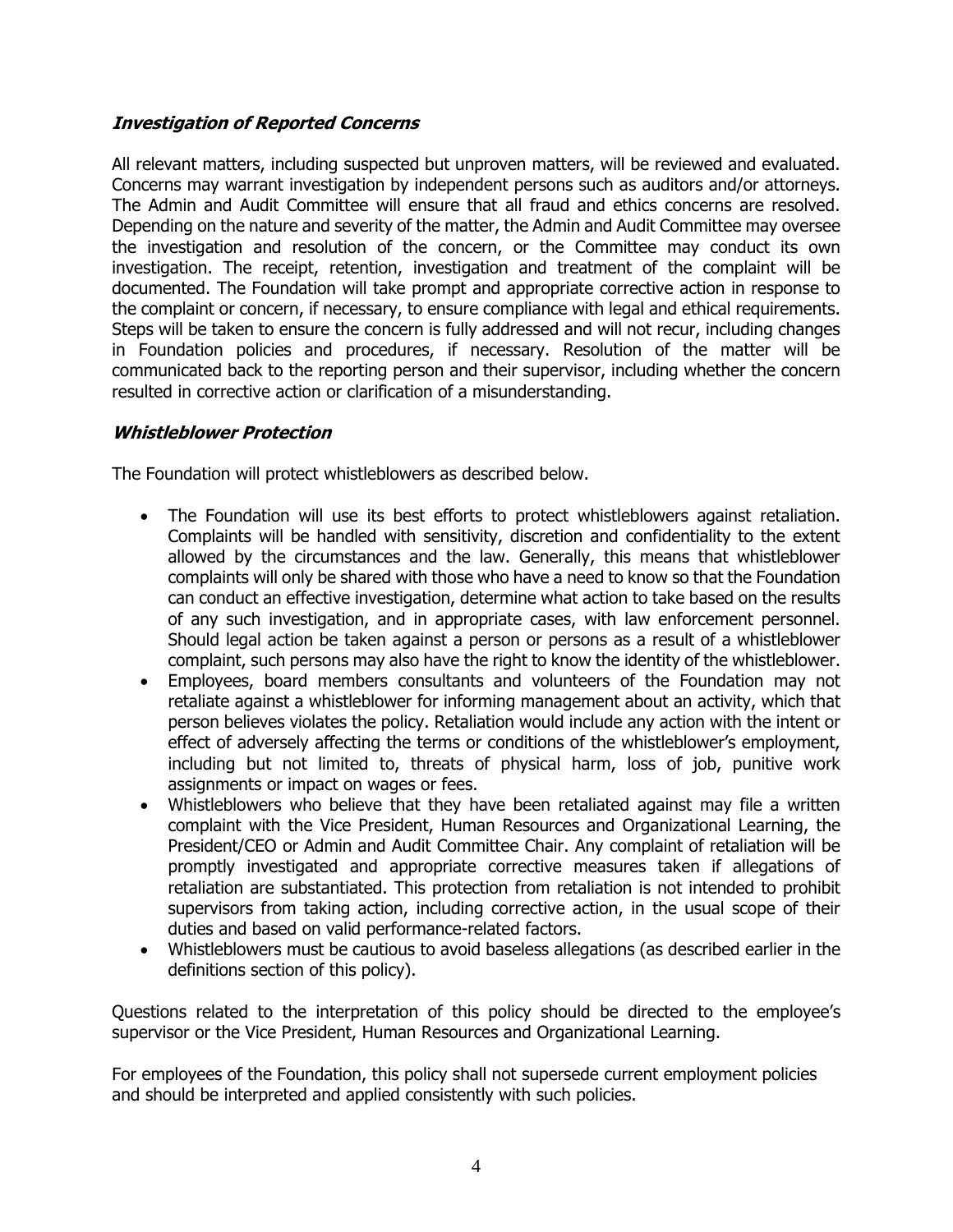### *Investigation of Reported Concerns*

All relevant matters, including suspected but unproven matters, will be reviewed and evaluated. Concerns may warrant investigation by independent persons such as auditors and/or attorneys. The Admin and Audit Committee will ensure that all fraud and ethics concerns are resolved. Depending on the nature and severity of the matter, the Admin and Audit Committee may oversee the investigation and resolution of the concern, or the Committee may conduct its own investigation. The receipt, retention, investigation and treatment of the complaint will be documented. The Foundation will take prompt and appropriate corrective action in response to the complaint or concern, if necessary, to ensure compliance with legal and ethical requirements. Steps will be taken to ensure the concern is fully addressed and will not recur, including changes in Foundation policies and procedures, if necessary. Resolution of the matter will be communicated back to the reporting person and their supervisor, including whether the concern resulted in corrective action or clarification of a misunderstanding.

### *Whistleblower Protection*

The Foundation will protect whistleblowers as described below.

- The Foundation will use its best efforts to protect whistleblowers against retaliation. Complaints will be handled with sensitivity, discretion and confidentiality to the extent allowed by the circumstances and the law. Generally, this means that whistleblower complaints will only be shared with those who have a need to know so that the Foundation can conduct an effective investigation, determine what action to take based on the results of any such investigation, and in appropriate cases, with law enforcement personnel. Should legal action be taken against a person or persons as a result of a whistleblower complaint, such persons may also have the right to know the identity of the whistleblower.
- Employees, board members consultants and volunteers of the Foundation may not retaliate against a whistleblower for informing management about an activity, which that person believes violates the policy. Retaliation would include any action with the intent or effect of adversely affecting the terms or conditions of the whistleblower's employment, including but not limited to, threats of physical harm, loss of job, punitive work assignments or impact on wages or fees.
- Whistleblowers who believe that they have been retaliated against may file a written complaint with the Vice President, Human Resources and Organizational Learning, the President/CEO or Admin and Audit Committee Chair. Any complaint of retaliation will be promptly investigated and appropriate corrective measures taken if allegations of retaliation are substantiated. This protection from retaliation is not intended to prohibit supervisors from taking action, including corrective action, in the usual scope of their duties and based on valid performance-related factors.
- Whistleblowers must be cautious to avoid baseless allegations (as described earlier in the definitions section of this policy).

Questions related to the interpretation of this policy should be directed to the employee's supervisor or the Vice President, Human Resources and Organizational Learning.

For employees of the Foundation, this policy shall not supersede current employment policies and should be interpreted and applied consistently with such policies.